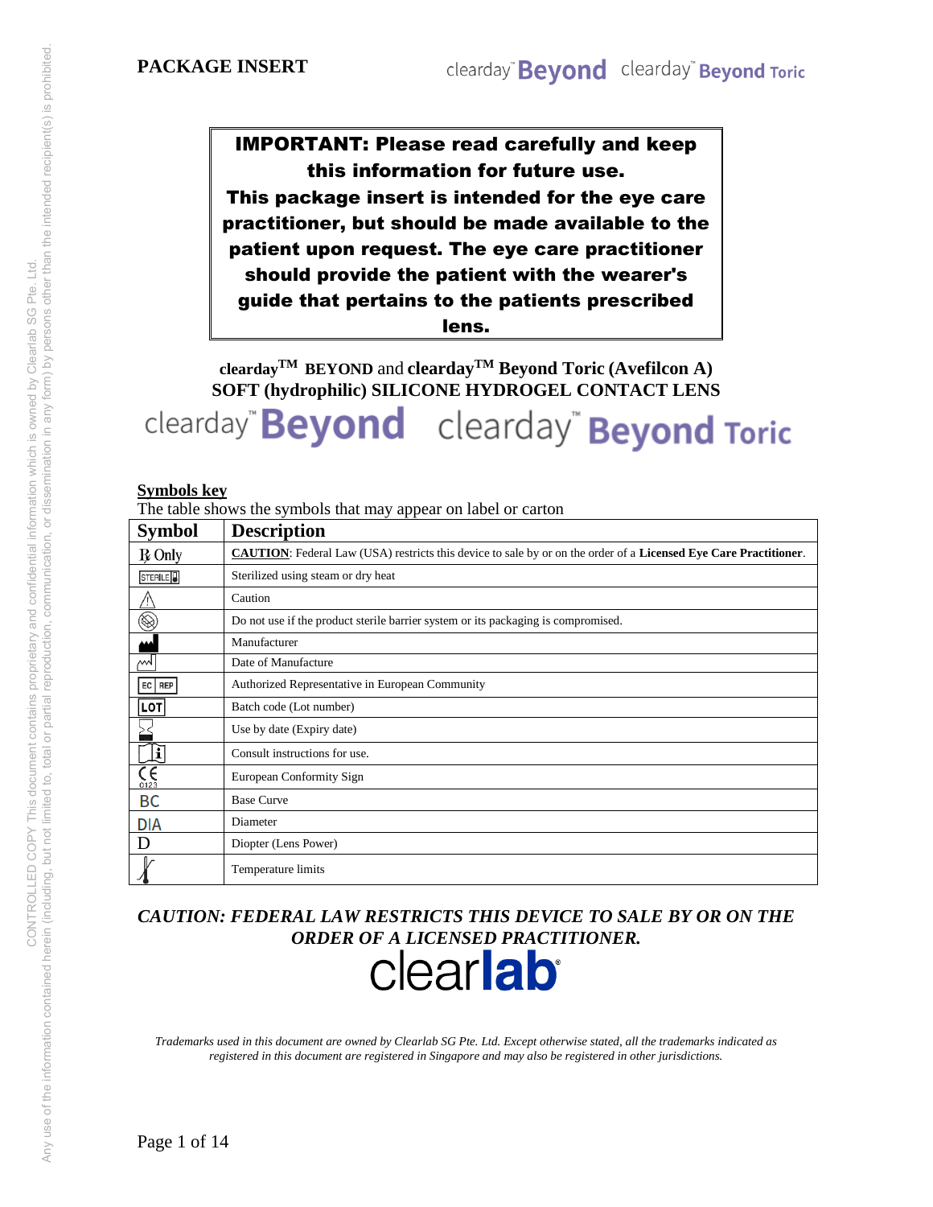**PACKAGE INSERT**

clearday™ **Beyond** clearday™ **Beyond Toric**

**IMPORTANT: Please read carefully and keep this information for future use. This package insert is intended for the eye care practitioner, but should be made available to the patient upon request. The eye care practitioner should provide the patient with the wearer's guide that pertains to the patients prescribed lens.**

**clearday™ BEYOND** and **clearday™ Beyond Toric (Avefilcon A)**
**SOFT (hydrophilic) SILICONE HYDROGEL CONTACT LENS**

clearday™ **Beyond** clearday™ **Beyond Toric**

## Symbols key

The table shows the symbols that may appear on label or carton

| Symbol | Description |
|---|---|
| ℞ Only | **CAUTION**: Federal Law (USA) restricts this device to sale by or on the order of a **Licensed Eye Care Practitioner**. |
| STERILE | Sterilized using steam or dry heat |
| ⚠ | Caution |
| | Do not use if the product sterile barrier system or its packaging is compromised. |
| | Manufacturer |
| | Date of Manufacture |
| EC REP | Authorized Representative in European Community |
| LOT | Batch code (Lot number) |
| | Use by date (Expiry date) |
| | Consult instructions for use. |
| CE 0123 | European Conformity Sign |
| BC | Base Curve |
| DIA | Diameter |
| D | Diopter (Lens Power) |
| | Temperature limits |

***CAUTION: FEDERAL LAW RESTRICTS THIS DEVICE TO SALE BY OR ON THE ORDER OF A LICENSED PRACTITIONER.***

clear**lab**®

*Trademarks used in this document are owned by Clearlab SG Pte. Ltd. Except otherwise stated, all the trademarks indicated as registered in this document are registered in Singapore and may also be registered in other jurisdictions.*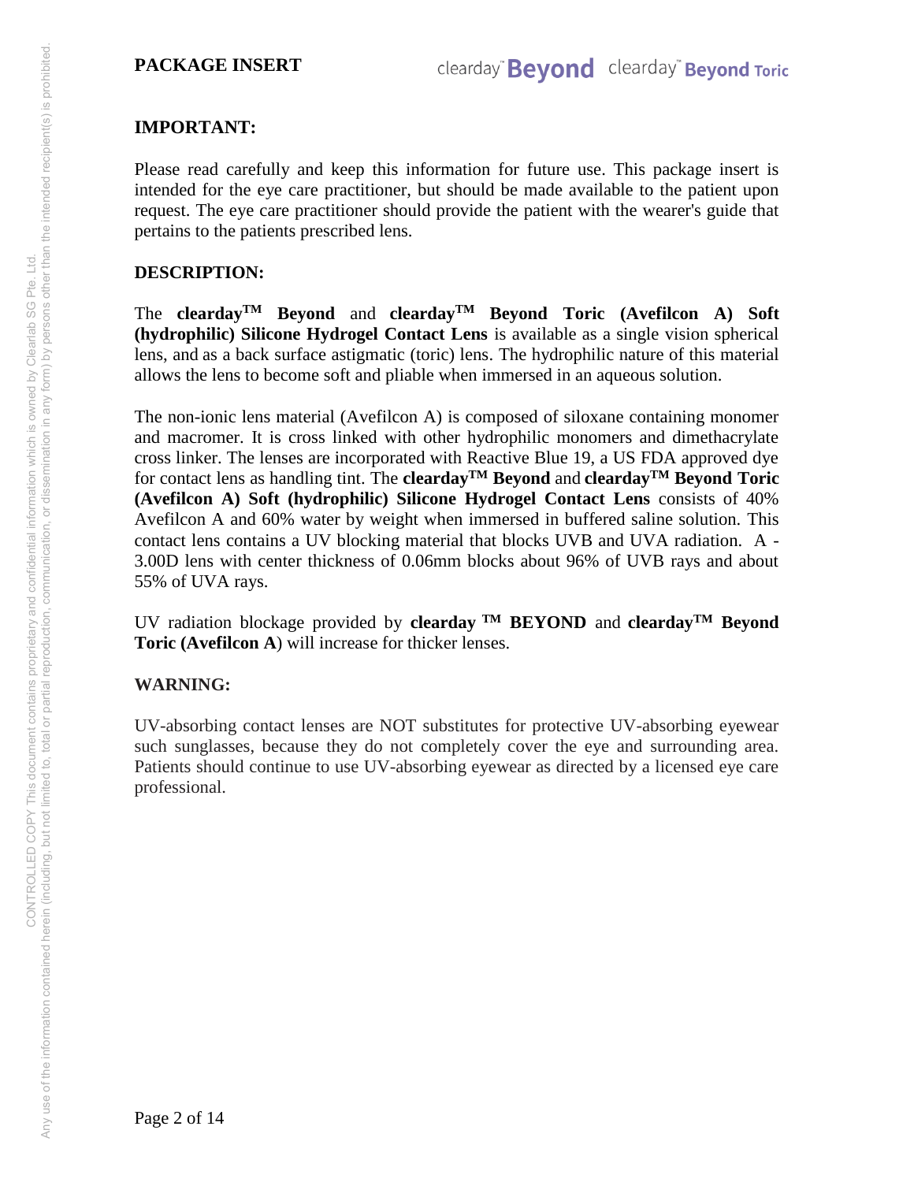**PACKAGE INSERT**

## IMPORTANT:

Please read carefully and keep this information for future use. This package insert is intended for the eye care practitioner, but should be made available to the patient upon request. The eye care practitioner should provide the patient with the wearer's guide that pertains to the patients prescribed lens.

## DESCRIPTION:

The **clearday™ Beyond** and **clearday™ Beyond Toric (Avefilcon A) Soft (hydrophilic) Silicone Hydrogel Contact Lens** is available as a single vision spherical lens, and as a back surface astigmatic (toric) lens. The hydrophilic nature of this material allows the lens to become soft and pliable when immersed in an aqueous solution.

The non-ionic lens material (Avefilcon A) is composed of siloxane containing monomer and macromer. It is cross linked with other hydrophilic monomers and dimethacrylate cross linker. The lenses are incorporated with Reactive Blue 19, a US FDA approved dye for contact lens as handling tint. The **clearday™ Beyond** and **clearday™ Beyond Toric (Avefilcon A) Soft (hydrophilic) Silicone Hydrogel Contact Lens** consists of 40% Avefilcon A and 60% water by weight when immersed in buffered saline solution. This contact lens contains a UV blocking material that blocks UVB and UVA radiation. A -3.00D lens with center thickness of 0.06mm blocks about 96% of UVB rays and about 55% of UVA rays.

UV radiation blockage provided by **clearday ™ BEYOND** and **clearday™ Beyond Toric (Avefilcon A**) will increase for thicker lenses.

## WARNING:

UV-absorbing contact lenses are NOT substitutes for protective UV-absorbing eyewear such sunglasses, because they do not completely cover the eye and surrounding area. Patients should continue to use UV-absorbing eyewear as directed by a licensed eye care professional.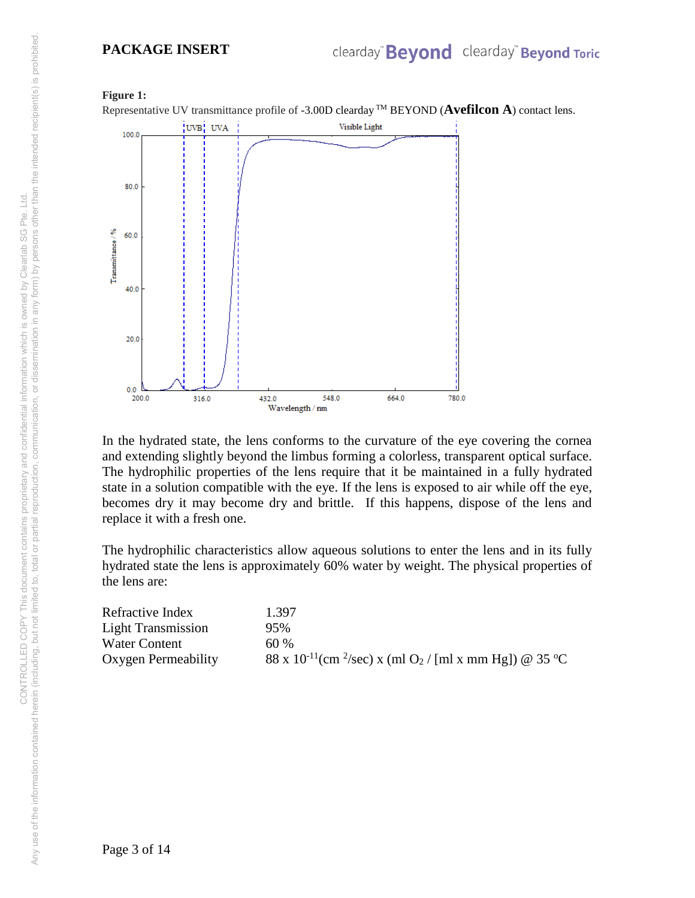**Figure 1:**

Representative UV transmittance profile of -3.00D clearday ™ BEYOND (**Avefilcon A**) contact lens.

In the hydrated state, the lens conforms to the curvature of the eye covering the cornea and extending slightly beyond the limbus forming a colorless, transparent optical surface. The hydrophilic properties of the lens require that it be maintained in a fully hydrated state in a solution compatible with the eye. If the lens is exposed to air while off the eye, becomes dry it may become dry and brittle. If this happens, dispose of the lens and replace it with a fresh one.

The hydrophilic characteristics allow aqueous solutions to enter the lens and in its fully hydrated state the lens is approximately 60% water by weight. The physical properties of the lens are:

| | |
|---|---|
| Refractive Index | 1.397 |
| Light Transmission | 95% |
| Water Content | 60 % |
| Oxygen Permeability | 88 x $10^{-11}$(cm $^{2}$/sec) x (ml $O_2$ / [ml x mm Hg]) @ 35 ºC |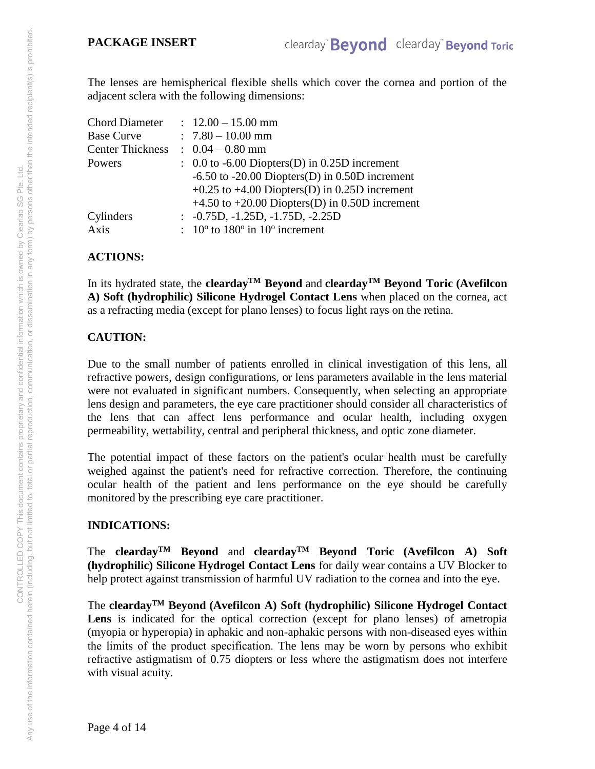The lenses are hemispherical flexible shells which cover the cornea and portion of the adjacent sclera with the following dimensions:

| | | |
|---|---|---|
| Chord Diameter | : | 12.00 – 15.00 mm |
| Base Curve | : | 7.80 – 10.00 mm |
| Center Thickness | : | 0.04 – 0.80 mm |
| Powers | : | 0.0 to -6.00 Diopters(D) in 0.25D increment |
| | | -6.50 to -20.00 Diopters(D) in 0.50D increment |
| | | +0.25 to +4.00 Diopters(D) in 0.25D increment |
| | | +4.50 to +20.00 Diopters(D) in 0.50D increment |
| Cylinders | : | -0.75D, -1.25D, -1.75D, -2.25D |
| Axis | : | 10º to 180º in 10º increment |

## ACTIONS:

In its hydrated state, the **clearday™ Beyond** and **clearday™ Beyond Toric (Avefilcon A) Soft (hydrophilic) Silicone Hydrogel Contact Lens** when placed on the cornea, act as a refracting media (except for plano lenses) to focus light rays on the retina.

## CAUTION:

Due to the small number of patients enrolled in clinical investigation of this lens, all refractive powers, design configurations, or lens parameters available in the lens material were not evaluated in significant numbers. Consequently, when selecting an appropriate lens design and parameters, the eye care practitioner should consider all characteristics of the lens that can affect lens performance and ocular health, including oxygen permeability, wettability, central and peripheral thickness, and optic zone diameter.

The potential impact of these factors on the patient's ocular health must be carefully weighed against the patient's need for refractive correction. Therefore, the continuing ocular health of the patient and lens performance on the eye should be carefully monitored by the prescribing eye care practitioner.

## INDICATIONS:

The **clearday™ Beyond** and **clearday™ Beyond Toric (Avefilcon A) Soft (hydrophilic) Silicone Hydrogel Contact Lens** for daily wear contains a UV Blocker to help protect against transmission of harmful UV radiation to the cornea and into the eye.

The **clearday™ Beyond (Avefilcon A) Soft (hydrophilic) Silicone Hydrogel Contact Lens** is indicated for the optical correction (except for plano lenses) of ametropia (myopia or hyperopia) in aphakic and non-aphakic persons with non-diseased eyes within the limits of the product specification. The lens may be worn by persons who exhibit refractive astigmatism of 0.75 diopters or less where the astigmatism does not interfere with visual acuity.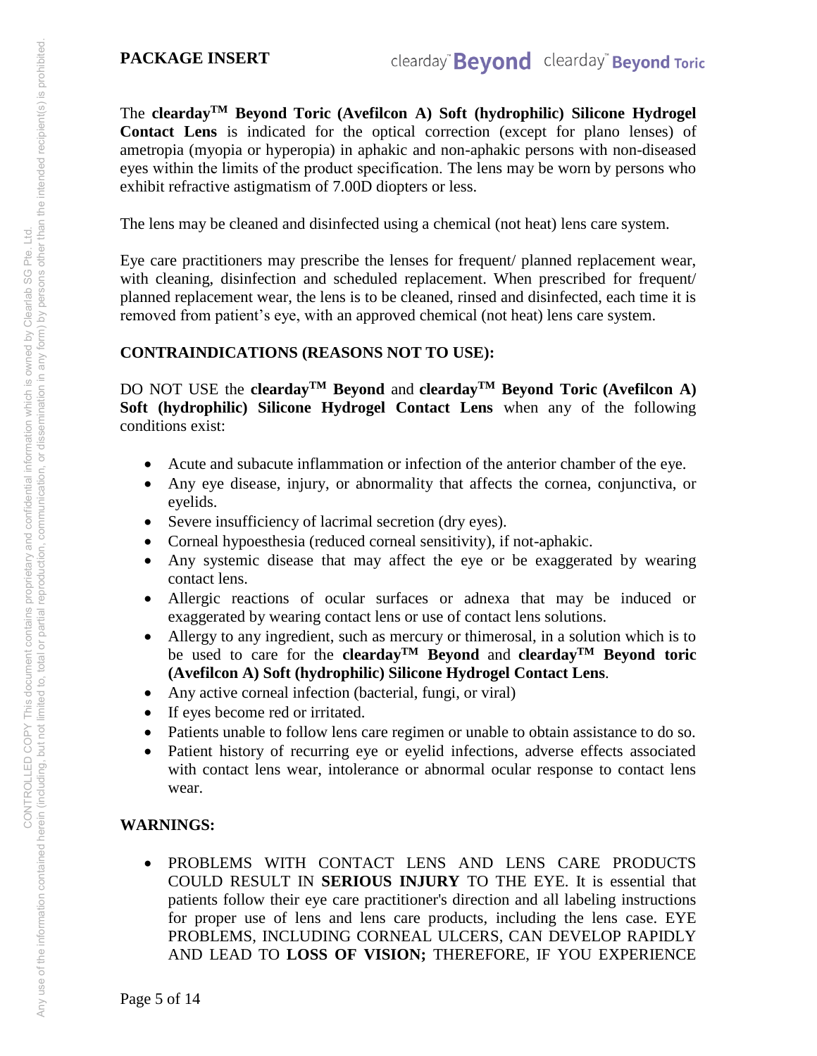The **clearday™ Beyond Toric (Avefilcon A) Soft (hydrophilic) Silicone Hydrogel Contact Lens** is indicated for the optical correction (except for plano lenses) of ametropia (myopia or hyperopia) in aphakic and non-aphakic persons with non-diseased eyes within the limits of the product specification. The lens may be worn by persons who exhibit refractive astigmatism of 7.00D diopters or less.

The lens may be cleaned and disinfected using a chemical (not heat) lens care system.

Eye care practitioners may prescribe the lenses for frequent/ planned replacement wear, with cleaning, disinfection and scheduled replacement. When prescribed for frequent/ planned replacement wear, the lens is to be cleaned, rinsed and disinfected, each time it is removed from patient's eye, with an approved chemical (not heat) lens care system.

## CONTRAINDICATIONS (REASONS NOT TO USE):

DO NOT USE the **clearday™ Beyond** and **clearday™ Beyond Toric (Avefilcon A) Soft (hydrophilic) Silicone Hydrogel Contact Lens** when any of the following conditions exist:

- Acute and subacute inflammation or infection of the anterior chamber of the eye.
- Any eye disease, injury, or abnormality that affects the cornea, conjunctiva, or eyelids.
- Severe insufficiency of lacrimal secretion (dry eyes).
- Corneal hypoesthesia (reduced corneal sensitivity), if not-aphakic.
- Any systemic disease that may affect the eye or be exaggerated by wearing contact lens.
- Allergic reactions of ocular surfaces or adnexa that may be induced or exaggerated by wearing contact lens or use of contact lens solutions.
- Allergy to any ingredient, such as mercury or thimerosal, in a solution which is to be used to care for the **clearday™ Beyond** and **clearday™ Beyond toric (Avefilcon A) Soft (hydrophilic) Silicone Hydrogel Contact Lens**.
- Any active corneal infection (bacterial, fungi, or viral)
- If eyes become red or irritated.
- Patients unable to follow lens care regimen or unable to obtain assistance to do so.
- Patient history of recurring eye or eyelid infections, adverse effects associated with contact lens wear, intolerance or abnormal ocular response to contact lens wear.

## WARNINGS:

- PROBLEMS WITH CONTACT LENS AND LENS CARE PRODUCTS COULD RESULT IN **SERIOUS INJURY** TO THE EYE. It is essential that patients follow their eye care practitioner's direction and all labeling instructions for proper use of lens and lens care products, including the lens case. EYE PROBLEMS, INCLUDING CORNEAL ULCERS, CAN DEVELOP RAPIDLY AND LEAD TO **LOSS OF VISION;** THEREFORE, IF YOU EXPERIENCE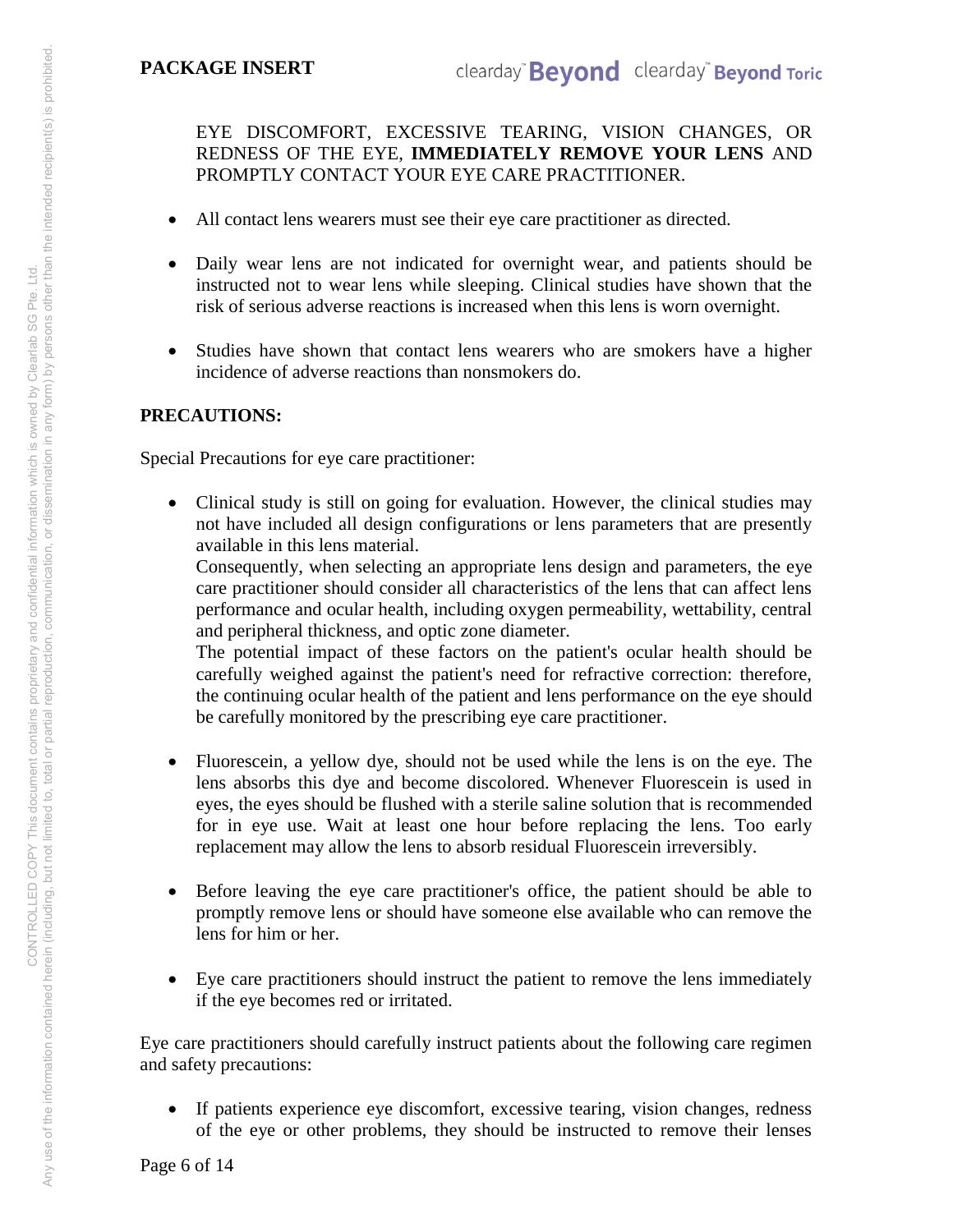EYE DISCOMFORT, EXCESSIVE TEARING, VISION CHANGES, OR REDNESS OF THE EYE, **IMMEDIATELY REMOVE YOUR LENS** AND PROMPTLY CONTACT YOUR EYE CARE PRACTITIONER.

- All contact lens wearers must see their eye care practitioner as directed.

- Daily wear lens are not indicated for overnight wear, and patients should be instructed not to wear lens while sleeping. Clinical studies have shown that the risk of serious adverse reactions is increased when this lens is worn overnight.

- Studies have shown that contact lens wearers who are smokers have a higher incidence of adverse reactions than nonsmokers do.

**PRECAUTIONS:**

Special Precautions for eye care practitioner:

- Clinical study is still on going for evaluation. However, the clinical studies may not have included all design configurations or lens parameters that are presently available in this lens material.
  Consequently, when selecting an appropriate lens design and parameters, the eye care practitioner should consider all characteristics of the lens that can affect lens performance and ocular health, including oxygen permeability, wettability, central and peripheral thickness, and optic zone diameter.
  The potential impact of these factors on the patient's ocular health should be carefully weighed against the patient's need for refractive correction: therefore, the continuing ocular health of the patient and lens performance on the eye should be carefully monitored by the prescribing eye care practitioner.

- Fluorescein, a yellow dye, should not be used while the lens is on the eye. The lens absorbs this dye and become discolored. Whenever Fluorescein is used in eyes, the eyes should be flushed with a sterile saline solution that is recommended for in eye use. Wait at least one hour before replacing the lens. Too early replacement may allow the lens to absorb residual Fluorescein irreversibly.

- Before leaving the eye care practitioner's office, the patient should be able to promptly remove lens or should have someone else available who can remove the lens for him or her.

- Eye care practitioners should instruct the patient to remove the lens immediately if the eye becomes red or irritated.

Eye care practitioners should carefully instruct patients about the following care regimen and safety precautions:

- If patients experience eye discomfort, excessive tearing, vision changes, redness of the eye or other problems, they should be instructed to remove their lenses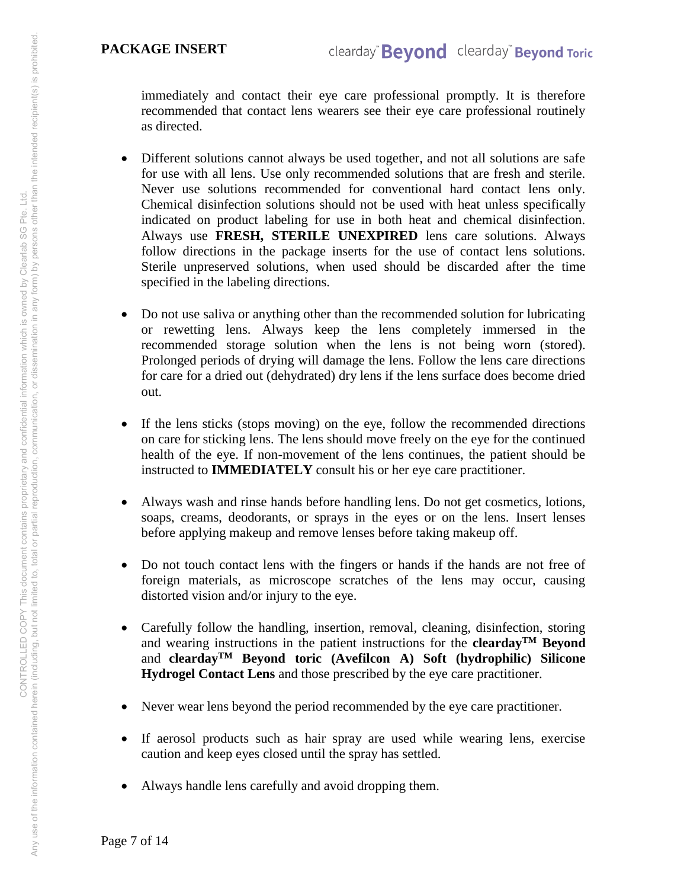immediately and contact their eye care professional promptly. It is therefore recommended that contact lens wearers see their eye care professional routinely as directed.

- Different solutions cannot always be used together, and not all solutions are safe for use with all lens. Use only recommended solutions that are fresh and sterile. Never use solutions recommended for conventional hard contact lens only. Chemical disinfection solutions should not be used with heat unless specifically indicated on product labeling for use in both heat and chemical disinfection. Always use **FRESH, STERILE UNEXPIRED** lens care solutions. Always follow directions in the package inserts for the use of contact lens solutions. Sterile unpreserved solutions, when used should be discarded after the time specified in the labeling directions.

- Do not use saliva or anything other than the recommended solution for lubricating or rewetting lens. Always keep the lens completely immersed in the recommended storage solution when the lens is not being worn (stored). Prolonged periods of drying will damage the lens. Follow the lens care directions for care for a dried out (dehydrated) dry lens if the lens surface does become dried out.

- If the lens sticks (stops moving) on the eye, follow the recommended directions on care for sticking lens. The lens should move freely on the eye for the continued health of the eye. If non-movement of the lens continues, the patient should be instructed to **IMMEDIATELY** consult his or her eye care practitioner.

- Always wash and rinse hands before handling lens. Do not get cosmetics, lotions, soaps, creams, deodorants, or sprays in the eyes or on the lens. Insert lenses before applying makeup and remove lenses before taking makeup off.

- Do not touch contact lens with the fingers or hands if the hands are not free of foreign materials, as microscope scratches of the lens may occur, causing distorted vision and/or injury to the eye.

- Carefully follow the handling, insertion, removal, cleaning, disinfection, storing and wearing instructions in the patient instructions for the **clearday™ Beyond** and **clearday™ Beyond toric (Avefilcon A) Soft (hydrophilic) Silicone Hydrogel Contact Lens** and those prescribed by the eye care practitioner.

- Never wear lens beyond the period recommended by the eye care practitioner.

- If aerosol products such as hair spray are used while wearing lens, exercise caution and keep eyes closed until the spray has settled.

- Always handle lens carefully and avoid dropping them.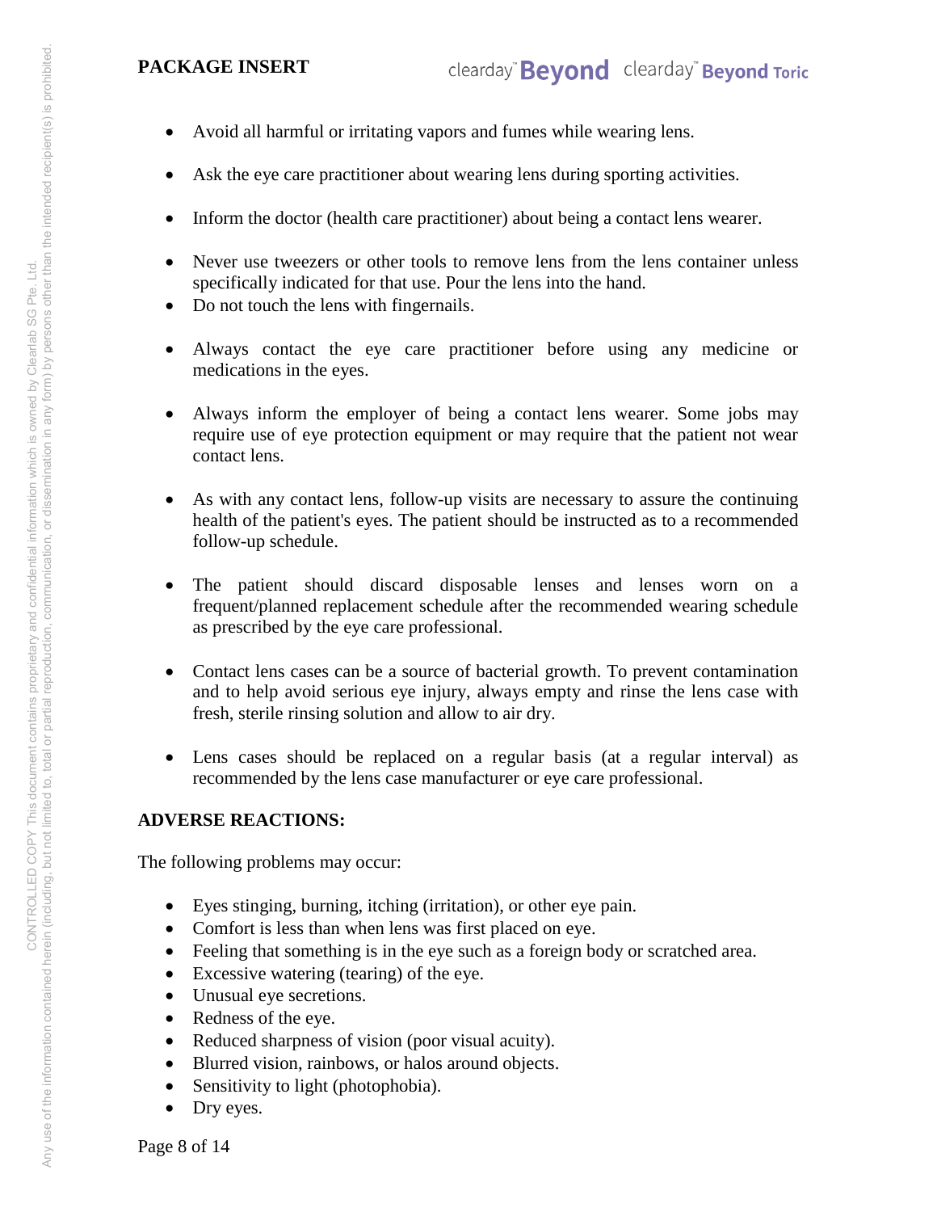- Avoid all harmful or irritating vapors and fumes while wearing lens.

- Ask the eye care practitioner about wearing lens during sporting activities.

- Inform the doctor (health care practitioner) about being a contact lens wearer.

- Never use tweezers or other tools to remove lens from the lens container unless specifically indicated for that use. Pour the lens into the hand.
- Do not touch the lens with fingernails.

- Always contact the eye care practitioner before using any medicine or medications in the eyes.

- Always inform the employer of being a contact lens wearer. Some jobs may require use of eye protection equipment or may require that the patient not wear contact lens.

- As with any contact lens, follow-up visits are necessary to assure the continuing health of the patient's eyes. The patient should be instructed as to a recommended follow-up schedule.

- The patient should discard disposable lenses and lenses worn on a frequent/planned replacement schedule after the recommended wearing schedule as prescribed by the eye care professional.

- Contact lens cases can be a source of bacterial growth. To prevent contamination and to help avoid serious eye injury, always empty and rinse the lens case with fresh, sterile rinsing solution and allow to air dry.

- Lens cases should be replaced on a regular basis (at a regular interval) as recommended by the lens case manufacturer or eye care professional.

**ADVERSE REACTIONS:**

The following problems may occur:

- Eyes stinging, burning, itching (irritation), or other eye pain.
- Comfort is less than when lens was first placed on eye.
- Feeling that something is in the eye such as a foreign body or scratched area.
- Excessive watering (tearing) of the eye.
- Unusual eye secretions.
- Redness of the eye.
- Reduced sharpness of vision (poor visual acuity).
- Blurred vision, rainbows, or halos around objects.
- Sensitivity to light (photophobia).
- Dry eyes.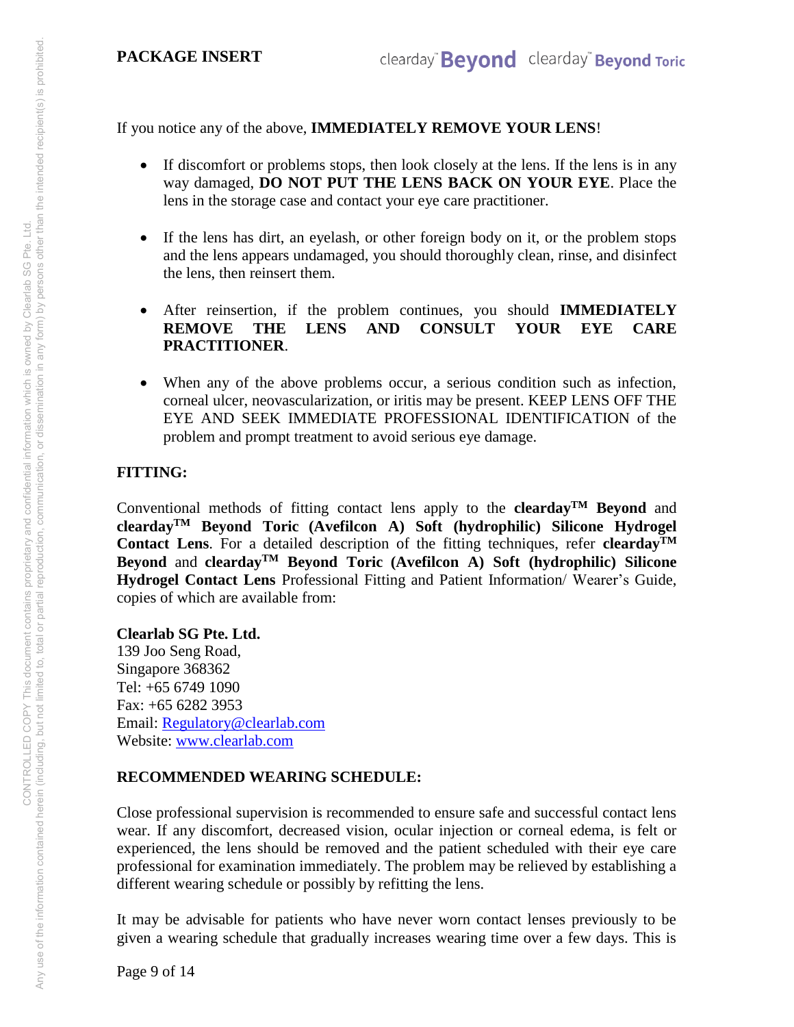If you notice any of the above, **IMMEDIATELY REMOVE YOUR LENS**!

- If discomfort or problems stops, then look closely at the lens. If the lens is in any way damaged, **DO NOT PUT THE LENS BACK ON YOUR EYE**. Place the lens in the storage case and contact your eye care practitioner.
- If the lens has dirt, an eyelash, or other foreign body on it, or the problem stops and the lens appears undamaged, you should thoroughly clean, rinse, and disinfect the lens, then reinsert them.
- After reinsertion, if the problem continues, you should **IMMEDIATELY REMOVE THE LENS AND CONSULT YOUR EYE CARE PRACTITIONER**.
- When any of the above problems occur, a serious condition such as infection, corneal ulcer, neovascularization, or iritis may be present. KEEP LENS OFF THE EYE AND SEEK IMMEDIATE PROFESSIONAL IDENTIFICATION of the problem and prompt treatment to avoid serious eye damage.

## FITTING:

Conventional methods of fitting contact lens apply to the **clearday™ Beyond** and **clearday™ Beyond Toric (Avefilcon A) Soft (hydrophilic) Silicone Hydrogel Contact Lens**. For a detailed description of the fitting techniques, refer **clearday™ Beyond** and **clearday™ Beyond Toric (Avefilcon A) Soft (hydrophilic) Silicone Hydrogel Contact Lens** Professional Fitting and Patient Information/ Wearer's Guide, copies of which are available from:

**Clearlab SG Pte. Ltd.**
139 Joo Seng Road,
Singapore 368362
Tel: +65 6749 1090
Fax: +65 6282 3953
Email: Regulatory@clearlab.com
Website: www.clearlab.com

## RECOMMENDED WEARING SCHEDULE:

Close professional supervision is recommended to ensure safe and successful contact lens wear. If any discomfort, decreased vision, ocular injection or corneal edema, is felt or experienced, the lens should be removed and the patient scheduled with their eye care professional for examination immediately. The problem may be relieved by establishing a different wearing schedule or possibly by refitting the lens.

It may be advisable for patients who have never worn contact lenses previously to be given a wearing schedule that gradually increases wearing time over a few days. This is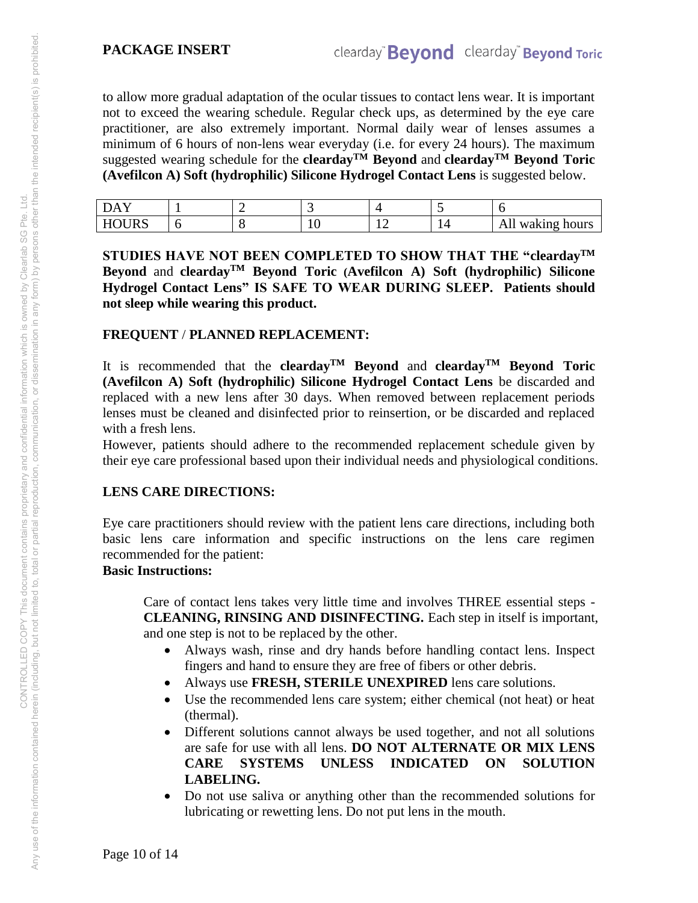to allow more gradual adaptation of the ocular tissues to contact lens wear. It is important not to exceed the wearing schedule. Regular check ups, as determined by the eye care practitioner, are also extremely important. Normal daily wear of lenses assumes a minimum of 6 hours of non-lens wear everyday (i.e. for every 24 hours). The maximum suggested wearing schedule for the **clearday™ Beyond** and **clearday™ Beyond Toric (Avefilcon A) Soft (hydrophilic) Silicone Hydrogel Contact Lens** is suggested below.

| DAY | 1 | 2 | 3 | 4 | 5 | 6 |
|---|---|---|---|---|---|---|
| HOURS | 6 | 8 | 10 | 12 | 14 | All waking hours |

**STUDIES HAVE NOT BEEN COMPLETED TO SHOW THAT THE "clearday™ Beyond and clearday™ Beyond Toric (Avefilcon A) Soft (hydrophilic) Silicone Hydrogel Contact Lens" IS SAFE TO WEAR DURING SLEEP. Patients should not sleep while wearing this product.**

## FREQUENT / PLANNED REPLACEMENT:

It is recommended that the **clearday™ Beyond** and **clearday™ Beyond Toric (Avefilcon A) Soft (hydrophilic) Silicone Hydrogel Contact Lens** be discarded and replaced with a new lens after 30 days. When removed between replacement periods lenses must be cleaned and disinfected prior to reinsertion, or be discarded and replaced with a fresh lens.

However, patients should adhere to the recommended replacement schedule given by their eye care professional based upon their individual needs and physiological conditions.

## LENS CARE DIRECTIONS:

Eye care practitioners should review with the patient lens care directions, including both basic lens care information and specific instructions on the lens care regimen recommended for the patient:

**Basic Instructions:**

Care of contact lens takes very little time and involves THREE essential steps - **CLEANING, RINSING AND DISINFECTING.** Each step in itself is important, and one step is not to be replaced by the other.

- Always wash, rinse and dry hands before handling contact lens. Inspect fingers and hand to ensure they are free of fibers or other debris.
- Always use **FRESH, STERILE UNEXPIRED** lens care solutions.
- Use the recommended lens care system; either chemical (not heat) or heat (thermal).
- Different solutions cannot always be used together, and not all solutions are safe for use with all lens. **DO NOT ALTERNATE OR MIX LENS CARE SYSTEMS UNLESS INDICATED ON SOLUTION LABELING.**
- Do not use saliva or anything other than the recommended solutions for lubricating or rewetting lens. Do not put lens in the mouth.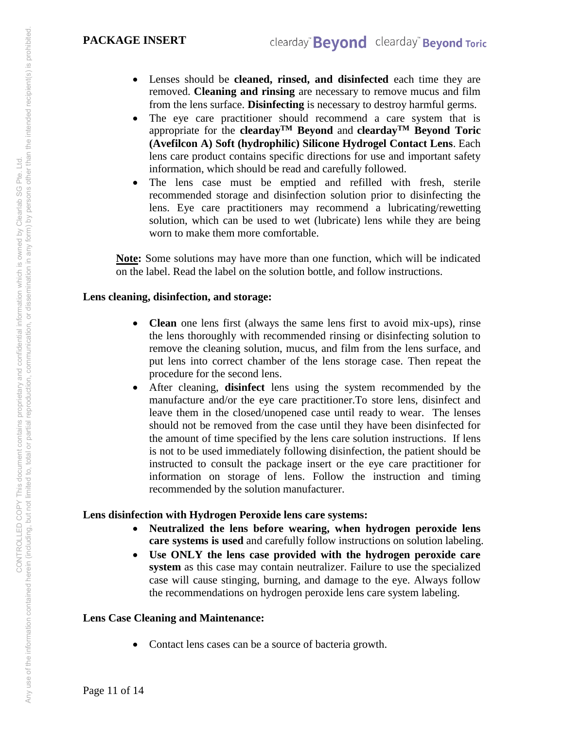- Lenses should be **cleaned, rinsed, and disinfected** each time they are removed. **Cleaning and rinsing** are necessary to remove mucus and film from the lens surface. **Disinfecting** is necessary to destroy harmful germs.
- The eye care practitioner should recommend a care system that is appropriate for the **clearday™ Beyond** and **clearday™ Beyond Toric (Avefilcon A) Soft (hydrophilic) Silicone Hydrogel Contact Lens**. Each lens care product contains specific directions for use and important safety information, which should be read and carefully followed.
- The lens case must be emptied and refilled with fresh, sterile recommended storage and disinfection solution prior to disinfecting the lens. Eye care practitioners may recommend a lubricating/rewetting solution, which can be used to wet (lubricate) lens while they are being worn to make them more comfortable.

**Note:** Some solutions may have more than one function, which will be indicated on the label. Read the label on the solution bottle, and follow instructions.

**Lens cleaning, disinfection, and storage:**

- **Clean** one lens first (always the same lens first to avoid mix-ups), rinse the lens thoroughly with recommended rinsing or disinfecting solution to remove the cleaning solution, mucus, and film from the lens surface, and put lens into correct chamber of the lens storage case. Then repeat the procedure for the second lens.
- After cleaning, **disinfect** lens using the system recommended by the manufacture and/or the eye care practitioner.To store lens, disinfect and leave them in the closed/unopened case until ready to wear. The lenses should not be removed from the case until they have been disinfected for the amount of time specified by the lens care solution instructions. If lens is not to be used immediately following disinfection, the patient should be instructed to consult the package insert or the eye care practitioner for information on storage of lens. Follow the instruction and timing recommended by the solution manufacturer.

**Lens disinfection with Hydrogen Peroxide lens care systems:**

- **Neutralized the lens before wearing, when hydrogen peroxide lens care systems is used** and carefully follow instructions on solution labeling.
- **Use ONLY the lens case provided with the hydrogen peroxide care system** as this case may contain neutralizer. Failure to use the specialized case will cause stinging, burning, and damage to the eye. Always follow the recommendations on hydrogen peroxide lens care system labeling.

**Lens Case Cleaning and Maintenance:**

- Contact lens cases can be a source of bacteria growth.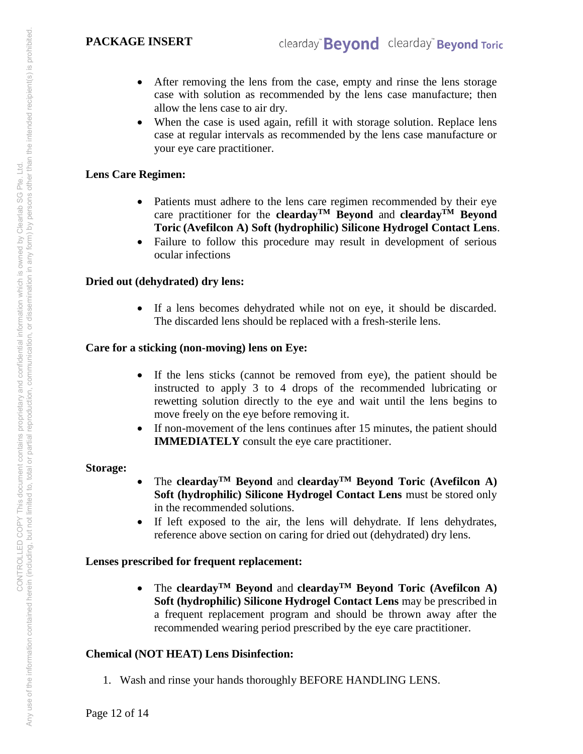- After removing the lens from the case, empty and rinse the lens storage case with solution as recommended by the lens case manufacture; then allow the lens case to air dry.
- When the case is used again, refill it with storage solution. Replace lens case at regular intervals as recommended by the lens case manufacture or your eye care practitioner.

**Lens Care Regimen:**

- Patients must adhere to the lens care regimen recommended by their eye care practitioner for the **clearday™ Beyond** and **clearday™ Beyond Toric (Avefilcon A) Soft (hydrophilic) Silicone Hydrogel Contact Lens**.
- Failure to follow this procedure may result in development of serious ocular infections

**Dried out (dehydrated) dry lens:**

- If a lens becomes dehydrated while not on eye, it should be discarded. The discarded lens should be replaced with a fresh-sterile lens.

**Care for a sticking (non-moving) lens on Eye:**

- If the lens sticks (cannot be removed from eye), the patient should be instructed to apply 3 to 4 drops of the recommended lubricating or rewetting solution directly to the eye and wait until the lens begins to move freely on the eye before removing it.
- If non-movement of the lens continues after 15 minutes, the patient should **IMMEDIATELY** consult the eye care practitioner.

**Storage:**

- The **clearday™ Beyond** and **clearday™ Beyond Toric (Avefilcon A) Soft (hydrophilic) Silicone Hydrogel Contact Lens** must be stored only in the recommended solutions.
- If left exposed to the air, the lens will dehydrate. If lens dehydrates, reference above section on caring for dried out (dehydrated) dry lens.

**Lenses prescribed for frequent replacement:**

- The **clearday™ Beyond** and **clearday™ Beyond Toric (Avefilcon A) Soft (hydrophilic) Silicone Hydrogel Contact Lens** may be prescribed in a frequent replacement program and should be thrown away after the recommended wearing period prescribed by the eye care practitioner.

**Chemical (NOT HEAT) Lens Disinfection:**

1. Wash and rinse your hands thoroughly BEFORE HANDLING LENS.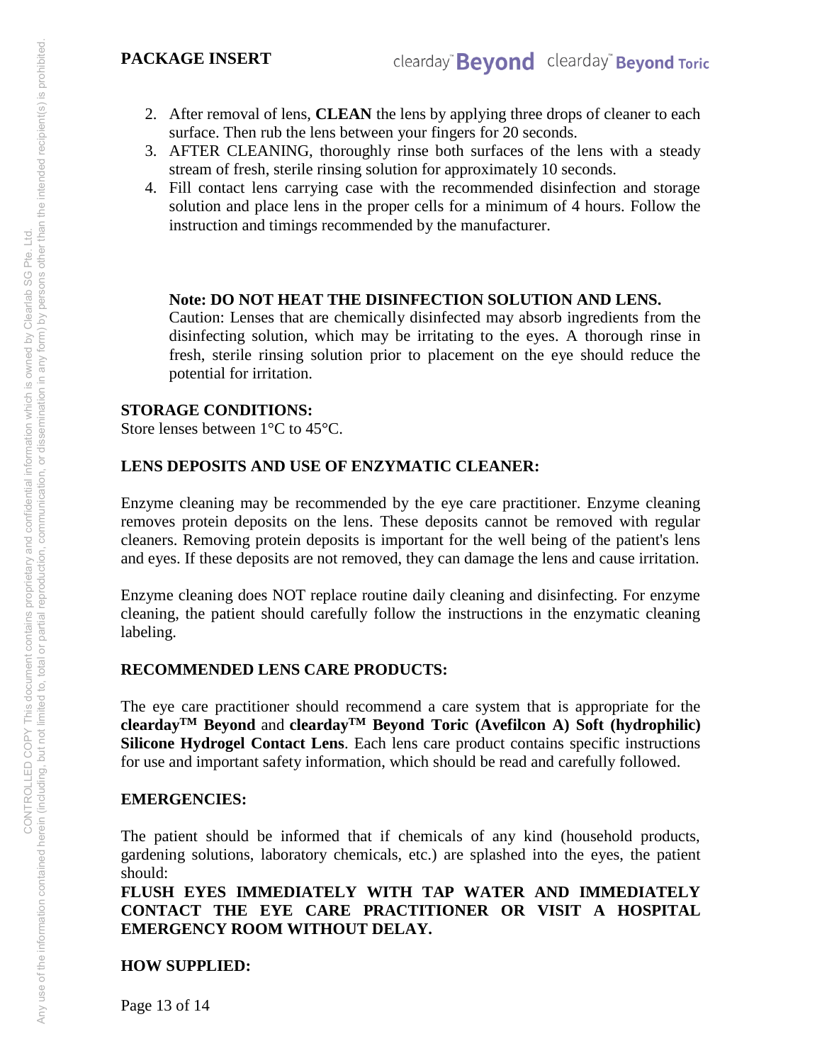2. After removal of lens, **CLEAN** the lens by applying three drops of cleaner to each surface. Then rub the lens between your fingers for 20 seconds.
3. AFTER CLEANING, thoroughly rinse both surfaces of the lens with a steady stream of fresh, sterile rinsing solution for approximately 10 seconds.
4. Fill contact lens carrying case with the recommended disinfection and storage solution and place lens in the proper cells for a minimum of 4 hours. Follow the instruction and timings recommended by the manufacturer.

**Note: DO NOT HEAT THE DISINFECTION SOLUTION AND LENS.**
Caution: Lenses that are chemically disinfected may absorb ingredients from the disinfecting solution, which may be irritating to the eyes. A thorough rinse in fresh, sterile rinsing solution prior to placement on the eye should reduce the potential for irritation.

**STORAGE CONDITIONS:**
Store lenses between 1°C to 45°C.

**LENS DEPOSITS AND USE OF ENZYMATIC CLEANER:**

Enzyme cleaning may be recommended by the eye care practitioner. Enzyme cleaning removes protein deposits on the lens. These deposits cannot be removed with regular cleaners. Removing protein deposits is important for the well being of the patient's lens and eyes. If these deposits are not removed, they can damage the lens and cause irritation.

Enzyme cleaning does NOT replace routine daily cleaning and disinfecting. For enzyme cleaning, the patient should carefully follow the instructions in the enzymatic cleaning labeling.

**RECOMMENDED LENS CARE PRODUCTS:**

The eye care practitioner should recommend a care system that is appropriate for the **clearday™ Beyond** and **clearday™ Beyond Toric (Avefilcon A) Soft (hydrophilic) Silicone Hydrogel Contact Lens**. Each lens care product contains specific instructions for use and important safety information, which should be read and carefully followed.

**EMERGENCIES:**

The patient should be informed that if chemicals of any kind (household products, gardening solutions, laboratory chemicals, etc.) are splashed into the eyes, the patient should:
**FLUSH EYES IMMEDIATELY WITH TAP WATER AND IMMEDIATELY CONTACT THE EYE CARE PRACTITIONER OR VISIT A HOSPITAL EMERGENCY ROOM WITHOUT DELAY.**

**HOW SUPPLIED:**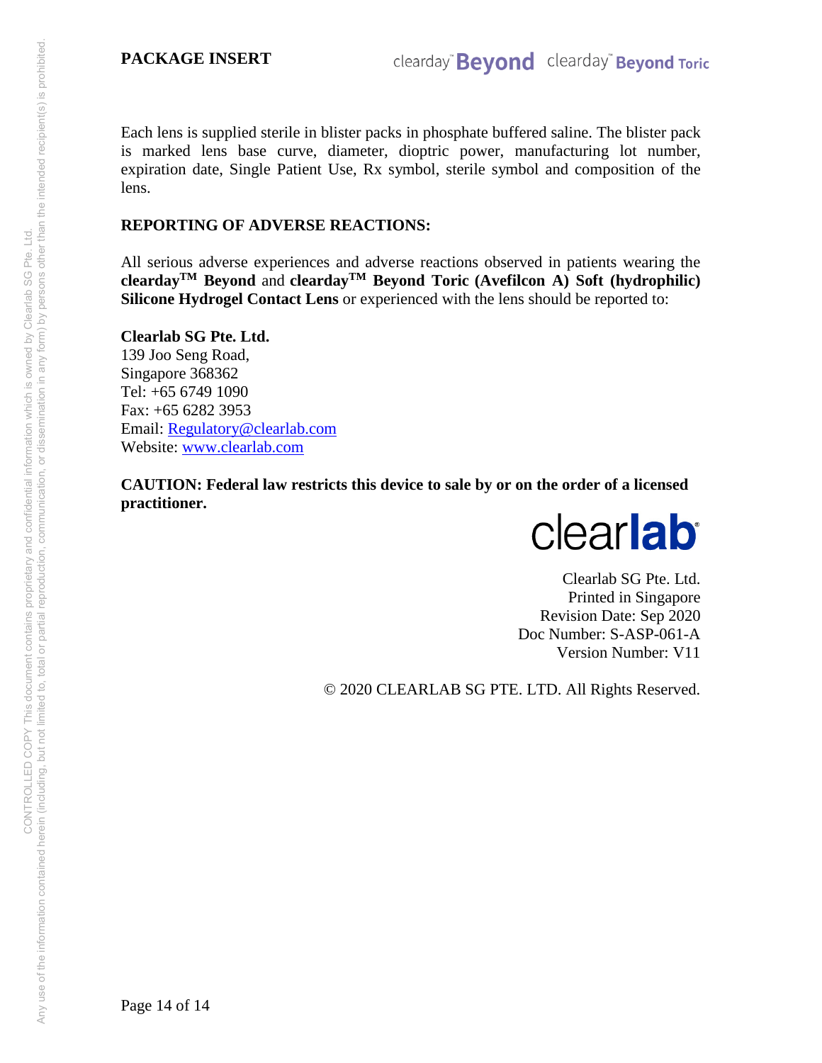Each lens is supplied sterile in blister packs in phosphate buffered saline. The blister pack is marked lens base curve, diameter, dioptric power, manufacturing lot number, expiration date, Single Patient Use, Rx symbol, sterile symbol and composition of the lens.

**REPORTING OF ADVERSE REACTIONS:**

All serious adverse experiences and adverse reactions observed in patients wearing the **clearday™ Beyond** and **clearday™ Beyond Toric (Avefilcon A) Soft (hydrophilic) Silicone Hydrogel Contact Lens** or experienced with the lens should be reported to:

**Clearlab SG Pte. Ltd.**
139 Joo Seng Road,
Singapore 368362
Tel: +65 6749 1090
Fax: +65 6282 3953
Email: Regulatory@clearlab.com
Website: www.clearlab.com

**CAUTION: Federal law restricts this device to sale by or on the order of a licensed practitioner.**

clearlab

Clearlab SG Pte. Ltd.
Printed in Singapore
Revision Date: Sep 2020
Doc Number: S-ASP-061-A
Version Number: V11

© 2020 CLEARLAB SG PTE. LTD. All Rights Reserved.